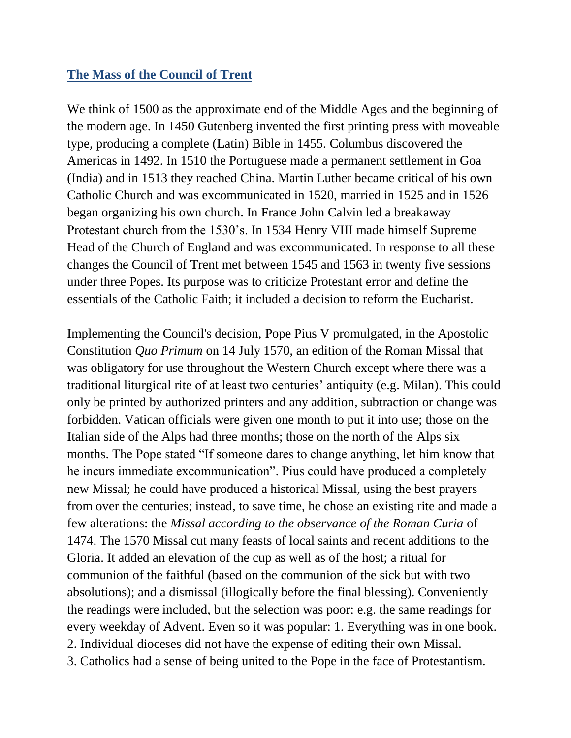## The Mass of the Council of Trent

We think of 1500 as the approximate end of the Middle Ages and the beginning of the modern age. In 1450 Gutenberg invented the first printing press with moveable type, producing a complete (Latin) Bible in 1455. Columbus discovered the Americas in 1492. In 1510 the Portuguese made a permanent settlement in Goa (India) and in 1513 they reached China. Martin Luther became critical of his own Catholic Church and was excommunicated in 1520, married in 1525 and in 1526 began organizing his own church. In France John Calvin led a breakaway Protestant church from the 1530's. In 1534 Henry VIII made himself Supreme Head of the Church of England and was excommunicated. In response to all these changes the Council of Trent met between 1545 and 1563 in twenty five sessions under three Popes. Its purpose was to criticize Protestant error and define the essentials of the Catholic Faith; it included a decision to reform the Eucharist.

Implementing the Council's decision, Pope Pius V promulgated, in the Apostolic Constitution *Quo Primum* on 14 July 1570, an edition of the Roman Missal that was obligatory for use throughout the Western Church except where there was a traditional liturgical rite of at least two centuries' antiquity (e.g. Milan). This could only be printed by authorized printers and any addition, subtraction or change was forbidden. Vatican officials were given one month to put it into use; those on the Italian side of the Alps had three months; those on the north of the Alps six months. The Pope stated "If someone dares to change anything, let him know that he incurs immediate excommunication". Pius could have produced a completely new Missal; he could have produced a historical Missal, using the best prayers from over the centuries; instead, to save time, he chose an existing rite and made a few alterations: the *Missal according to the observance of the Roman Curia* of 1474. The 1570 Missal cut many feasts of local saints and recent additions to the Gloria. It added an elevation of the cup as well as of the host; a ritual for communion of the faithful (based on the communion of the sick but with two absolutions); and a dismissal (illogically before the final blessing). Conveniently the readings were included, but the selection was poor: e.g. the same readings for every weekday of Advent. Even so it was popular: 1. Everything was in one book.
2. Individual dioceses did not have the expense of editing their own Missal.
3. Catholics had a sense of being united to the Pope in the face of Protestantism.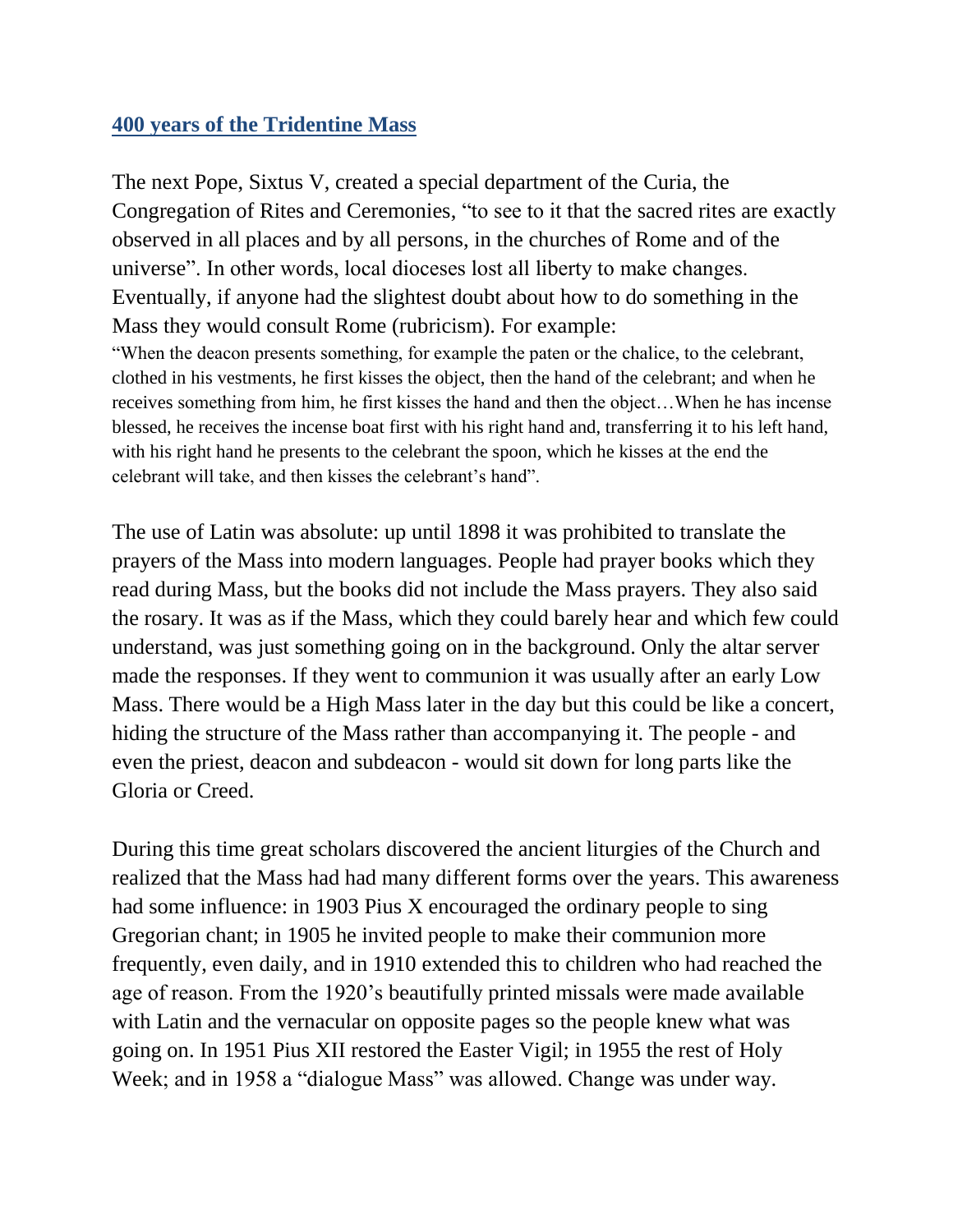## [400 years of the Tridentine Mass]

The next Pope, Sixtus V, created a special department of the Curia, the Congregation of Rites and Ceremonies, "to see to it that the sacred rites are exactly observed in all places and by all persons, in the churches of Rome and of the universe". In other words, local dioceses lost all liberty to make changes. Eventually, if anyone had the slightest doubt about how to do something in the Mass they would consult Rome (rubricism). For example:

"When the deacon presents something, for example the paten or the chalice, to the celebrant, clothed in his vestments, he first kisses the object, then the hand of the celebrant; and when he receives something from him, he first kisses the hand and then the object…When he has incense blessed, he receives the incense boat first with his right hand and, transferring it to his left hand, with his right hand he presents to the celebrant the spoon, which he kisses at the end the celebrant will take, and then kisses the celebrant's hand".

The use of Latin was absolute: up until 1898 it was prohibited to translate the prayers of the Mass into modern languages. People had prayer books which they read during Mass, but the books did not include the Mass prayers. They also said the rosary. It was as if the Mass, which they could barely hear and which few could understand, was just something going on in the background. Only the altar server made the responses. If they went to communion it was usually after an early Low Mass. There would be a High Mass later in the day but this could be like a concert, hiding the structure of the Mass rather than accompanying it. The people - and even the priest, deacon and subdeacon - would sit down for long parts like the Gloria or Creed.

During this time great scholars discovered the ancient liturgies of the Church and realized that the Mass had had many different forms over the years. This awareness had some influence: in 1903 Pius X encouraged the ordinary people to sing Gregorian chant; in 1905 he invited people to make their communion more frequently, even daily, and in 1910 extended this to children who had reached the age of reason. From the 1920's beautifully printed missals were made available with Latin and the vernacular on opposite pages so the people knew what was going on. In 1951 Pius XII restored the Easter Vigil; in 1955 the rest of Holy Week; and in 1958 a "dialogue Mass" was allowed. Change was under way.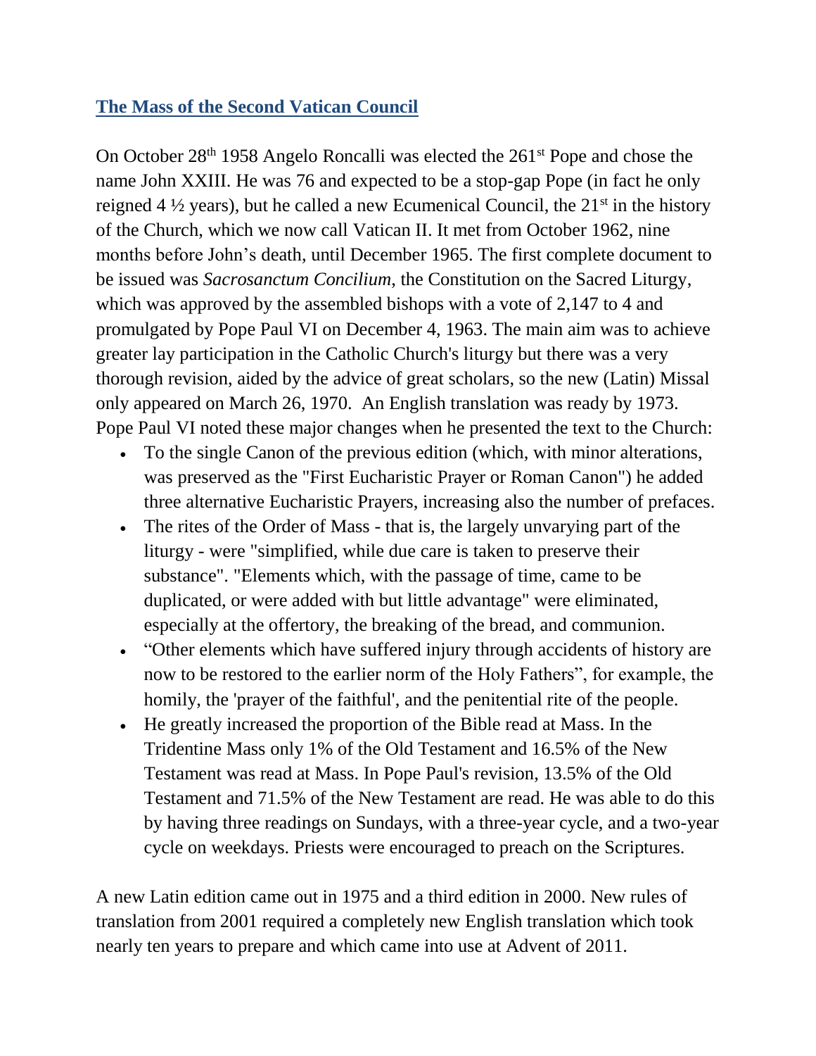## The Mass of the Second Vatican Council

On October 28th 1958 Angelo Roncalli was elected the 261st Pope and chose the name John XXIII. He was 76 and expected to be a stop-gap Pope (in fact he only reigned 4 ½ years), but he called a new Ecumenical Council, the 21st in the history of the Church, which we now call Vatican II. It met from October 1962, nine months before John's death, until December 1965. The first complete document to be issued was *Sacrosanctum Concilium*, the Constitution on the Sacred Liturgy, which was approved by the assembled bishops with a vote of 2,147 to 4 and promulgated by Pope Paul VI on December 4, 1963. The main aim was to achieve greater lay participation in the Catholic Church's liturgy but there was a very thorough revision, aided by the advice of great scholars, so the new (Latin) Missal only appeared on March 26, 1970. An English translation was ready by 1973. Pope Paul VI noted these major changes when he presented the text to the Church:

- To the single Canon of the previous edition (which, with minor alterations, was preserved as the "First Eucharistic Prayer or Roman Canon") he added three alternative Eucharistic Prayers, increasing also the number of prefaces.
- The rites of the Order of Mass - that is, the largely unvarying part of the liturgy - were "simplified, while due care is taken to preserve their substance". "Elements which, with the passage of time, came to be duplicated, or were added with but little advantage" were eliminated, especially at the offertory, the breaking of the bread, and communion.
- "Other elements which have suffered injury through accidents of history are now to be restored to the earlier norm of the Holy Fathers", for example, the homily, the 'prayer of the faithful', and the penitential rite of the people.
- He greatly increased the proportion of the Bible read at Mass. In the Tridentine Mass only 1% of the Old Testament and 16.5% of the New Testament was read at Mass. In Pope Paul's revision, 13.5% of the Old Testament and 71.5% of the New Testament are read. He was able to do this by having three readings on Sundays, with a three-year cycle, and a two-year cycle on weekdays. Priests were encouraged to preach on the Scriptures.

A new Latin edition came out in 1975 and a third edition in 2000. New rules of translation from 2001 required a completely new English translation which took nearly ten years to prepare and which came into use at Advent of 2011.